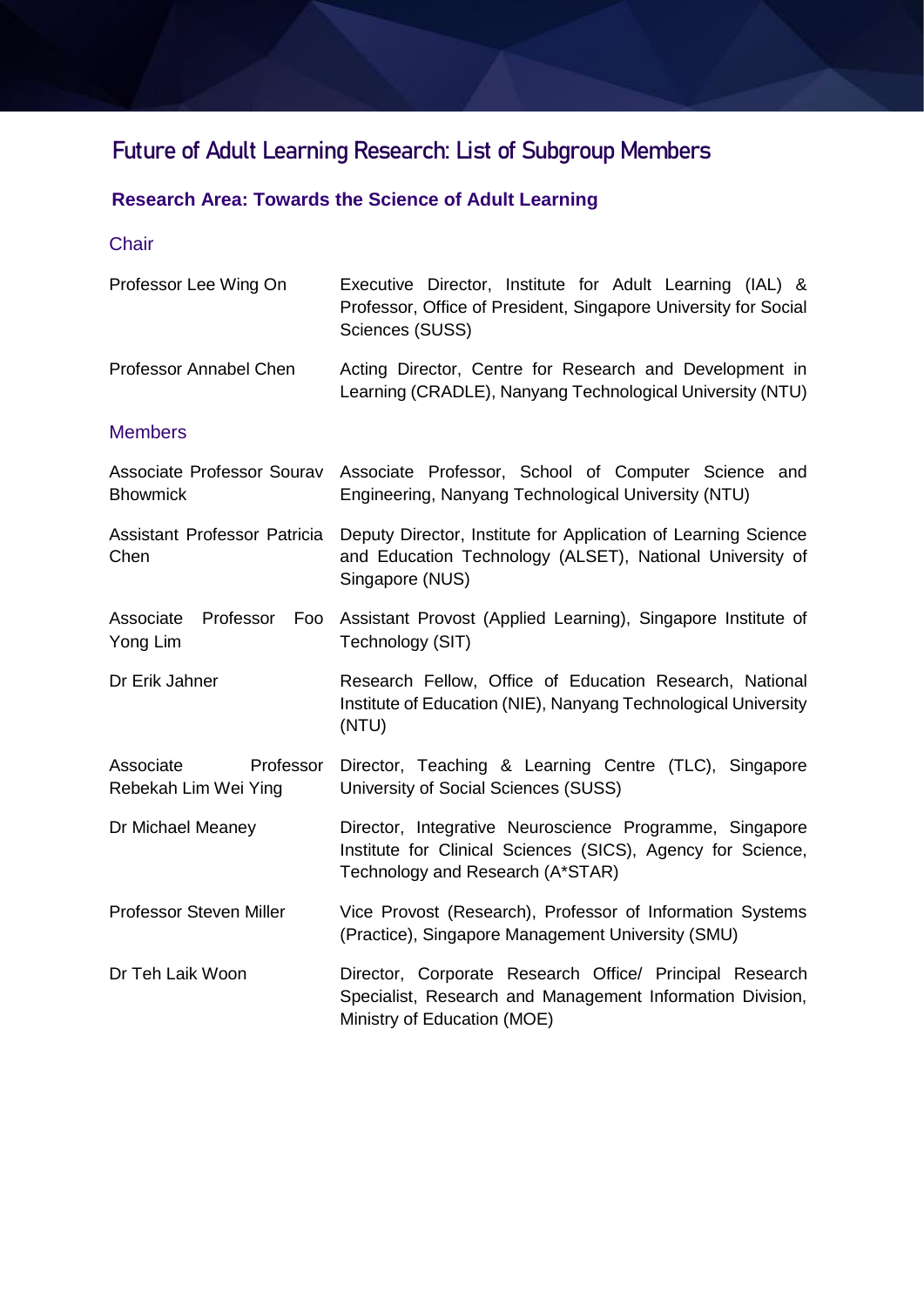# Future of Adult Learning Research: List of Subgroup Members

## Research Area: Towards the Science of Adult Learning

### Chair

| | |
|---|---|
| Professor Lee Wing On | Executive Director, Institute for Adult Learning (IAL) & Professor, Office of President, Singapore University for Social Sciences (SUSS) |
| Professor Annabel Chen | Acting Director, Centre for Research and Development in Learning (CRADLE), Nanyang Technological University (NTU) |

### Members

| | |
|---|---|
| Associate Professor Sourav Bhowmick | Associate Professor, School of Computer Science and Engineering, Nanyang Technological University (NTU) |
| Assistant Professor Patricia Chen | Deputy Director, Institute for Application of Learning Science and Education Technology (ALSET), National University of Singapore (NUS) |
| Associate Professor Foo Yong Lim | Assistant Provost (Applied Learning), Singapore Institute of Technology (SIT) |
| Dr Erik Jahner | Research Fellow, Office of Education Research, National Institute of Education (NIE), Nanyang Technological University (NTU) |
| Associate Professor Rebekah Lim Wei Ying | Director, Teaching & Learning Centre (TLC), Singapore University of Social Sciences (SUSS) |
| Dr Michael Meaney | Director, Integrative Neuroscience Programme, Singapore Institute for Clinical Sciences (SICS), Agency for Science, Technology and Research (A*STAR) |
| Professor Steven Miller | Vice Provost (Research), Professor of Information Systems (Practice), Singapore Management University (SMU) |
| Dr Teh Laik Woon | Director, Corporate Research Office/ Principal Research Specialist, Research and Management Information Division, Ministry of Education (MOE) |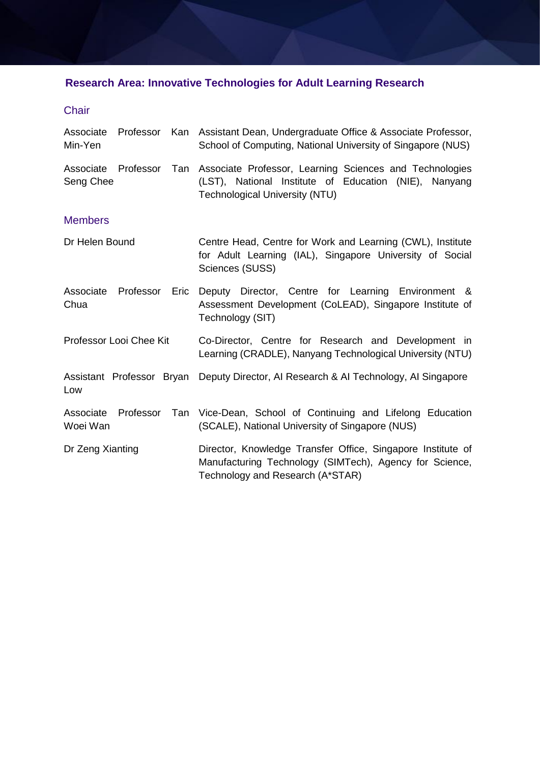## Research Area: Innovative Technologies for Adult Learning Research

### Chair

| | |
|---|---|
| Associate Professor Kan Min-Yen | Assistant Dean, Undergraduate Office & Associate Professor, School of Computing, National University of Singapore (NUS) |
| Associate Professor Tan Seng Chee | Associate Professor, Learning Sciences and Technologies (LST), National Institute of Education (NIE), Nanyang Technological University (NTU) |

### Members

| | |
|---|---|
| Dr Helen Bound | Centre Head, Centre for Work and Learning (CWL), Institute for Adult Learning (IAL), Singapore University of Social Sciences (SUSS) |
| Associate Professor Eric Chua | Deputy Director, Centre for Learning Environment & Assessment Development (CoLEAD), Singapore Institute of Technology (SIT) |
| Professor Looi Chee Kit | Co-Director, Centre for Research and Development in Learning (CRADLE), Nanyang Technological University (NTU) |
| Assistant Professor Bryan Low | Deputy Director, AI Research & AI Technology, AI Singapore |
| Associate Professor Tan Woei Wan | Vice-Dean, School of Continuing and Lifelong Education (SCALE), National University of Singapore (NUS) |
| Dr Zeng Xianting | Director, Knowledge Transfer Office, Singapore Institute of Manufacturing Technology (SIMTech), Agency for Science, Technology and Research (A*STAR) |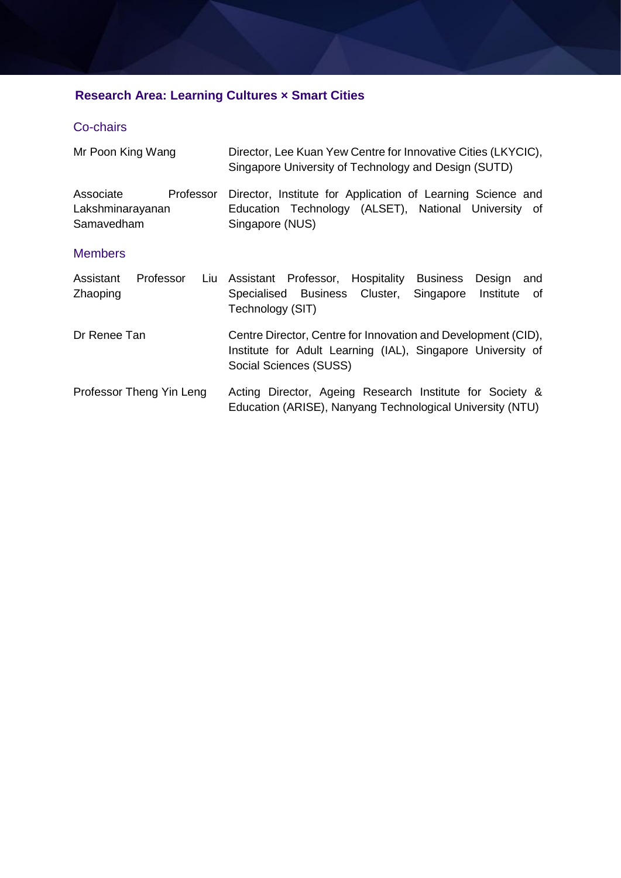## Research Area: Learning Cultures × Smart Cities

### Co-chairs

| | |
|---|---|
| Mr Poon King Wang | Director, Lee Kuan Yew Centre for Innovative Cities (LKYCIC), Singapore University of Technology and Design (SUTD) |
| Associate Professor Lakshminarayanan Samavedham | Director, Institute for Application of Learning Science and Education Technology (ALSET), National University of Singapore (NUS) |

### Members

| | |
|---|---|
| Assistant Professor Liu Zhaoping | Assistant Professor, Hospitality Business Design and Specialised Business Cluster, Singapore Institute of Technology (SIT) |
| Dr Renee Tan | Centre Director, Centre for Innovation and Development (CID), Institute for Adult Learning (IAL), Singapore University of Social Sciences (SUSS) |
| Professor Theng Yin Leng | Acting Director, Ageing Research Institute for Society & Education (ARISE), Nanyang Technological University (NTU) |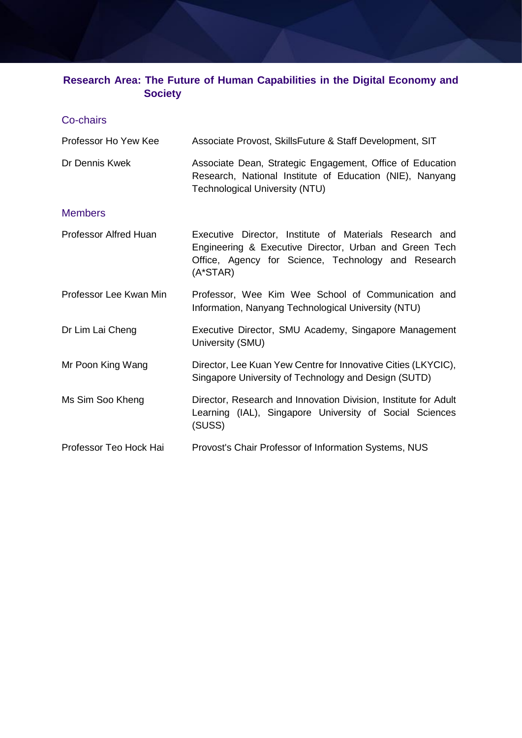## Research Area: The Future of Human Capabilities in the Digital Economy and Society

### Co-chairs

| | |
|---|---|
| Professor Ho Yew Kee | Associate Provost, SkillsFuture & Staff Development, SIT |
| Dr Dennis Kwek | Associate Dean, Strategic Engagement, Office of Education Research, National Institute of Education (NIE), Nanyang Technological University (NTU) |

### Members

| | |
|---|---|
| Professor Alfred Huan | Executive Director, Institute of Materials Research and Engineering & Executive Director, Urban and Green Tech Office, Agency for Science, Technology and Research (A*STAR) |
| Professor Lee Kwan Min | Professor, Wee Kim Wee School of Communication and Information, Nanyang Technological University (NTU) |
| Dr Lim Lai Cheng | Executive Director, SMU Academy, Singapore Management University (SMU) |
| Mr Poon King Wang | Director, Lee Kuan Yew Centre for Innovative Cities (LKYCIC), Singapore University of Technology and Design (SUTD) |
| Ms Sim Soo Kheng | Director, Research and Innovation Division, Institute for Adult Learning (IAL), Singapore University of Social Sciences (SUSS) |
| Professor Teo Hock Hai | Provost's Chair Professor of Information Systems, NUS |